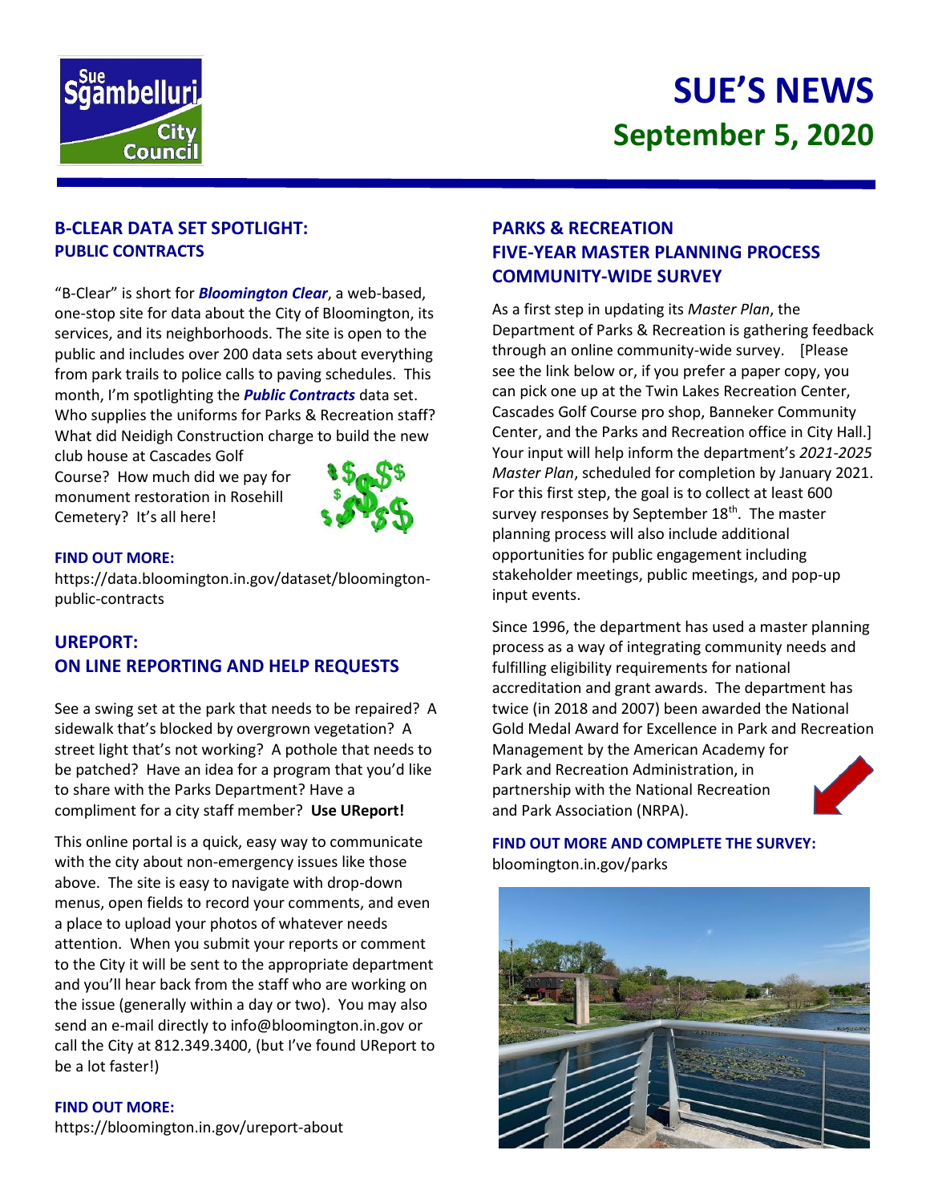# SUE'S NEWS

## September 5, 2020

### B-CLEAR DATA SET SPOTLIGHT: PUBLIC CONTRACTS

"B-Clear" is short for ***Bloomington Clear***, a web-based, one-stop site for data about the City of Bloomington, its services, and its neighborhoods. The site is open to the public and includes over 200 data sets about everything from park trails to police calls to paving schedules. This month, I'm spotlighting the ***Public Contracts*** data set. Who supplies the uniforms for Parks & Recreation staff? What did Neidigh Construction charge to build the new club house at Cascades Golf Course? How much did we pay for monument restoration in Rosehill Cemetery? It's all here!

**FIND OUT MORE:**
https://data.bloomington.in.gov/dataset/bloomington-public-contracts

### UREPORT: ON LINE REPORTING AND HELP REQUESTS

See a swing set at the park that needs to be repaired? A sidewalk that's blocked by overgrown vegetation? A street light that's not working? A pothole that needs to be patched? Have an idea for a program that you'd like to share with the Parks Department? Have a compliment for a city staff member? **Use UReport!**

This online portal is a quick, easy way to communicate with the city about non-emergency issues like those above. The site is easy to navigate with drop-down menus, open fields to record your comments, and even a place to upload your photos of whatever needs attention. When you submit your reports or comment to the City it will be sent to the appropriate department and you'll hear back from the staff who are working on the issue (generally within a day or two). You may also send an e-mail directly to info@bloomington.in.gov or call the City at 812.349.3400, (but I've found UReport to be a lot faster!)

**FIND OUT MORE:**
https://bloomington.in.gov/ureport-about

### PARKS & RECREATION FIVE-YEAR MASTER PLANNING PROCESS COMMUNITY-WIDE SURVEY

As a first step in updating its *Master Plan*, the Department of Parks & Recreation is gathering feedback through an online community-wide survey. [Please see the link below or, if you prefer a paper copy, you can pick one up at the Twin Lakes Recreation Center, Cascades Golf Course pro shop, Banneker Community Center, and the Parks and Recreation office in City Hall.] Your input will help inform the department's *2021-2025 Master Plan*, scheduled for completion by January 2021. For this first step, the goal is to collect at least 600 survey responses by September 18th. The master planning process will also include additional opportunities for public engagement including stakeholder meetings, public meetings, and pop-up input events.

Since 1996, the department has used a master planning process as a way of integrating community needs and fulfilling eligibility requirements for national accreditation and grant awards. The department has twice (in 2018 and 2007) been awarded the National Gold Medal Award for Excellence in Park and Recreation Management by the American Academy for Park and Recreation Administration, in partnership with the National Recreation and Park Association (NRPA).

**FIND OUT MORE AND COMPLETE THE SURVEY:**
bloomington.in.gov/parks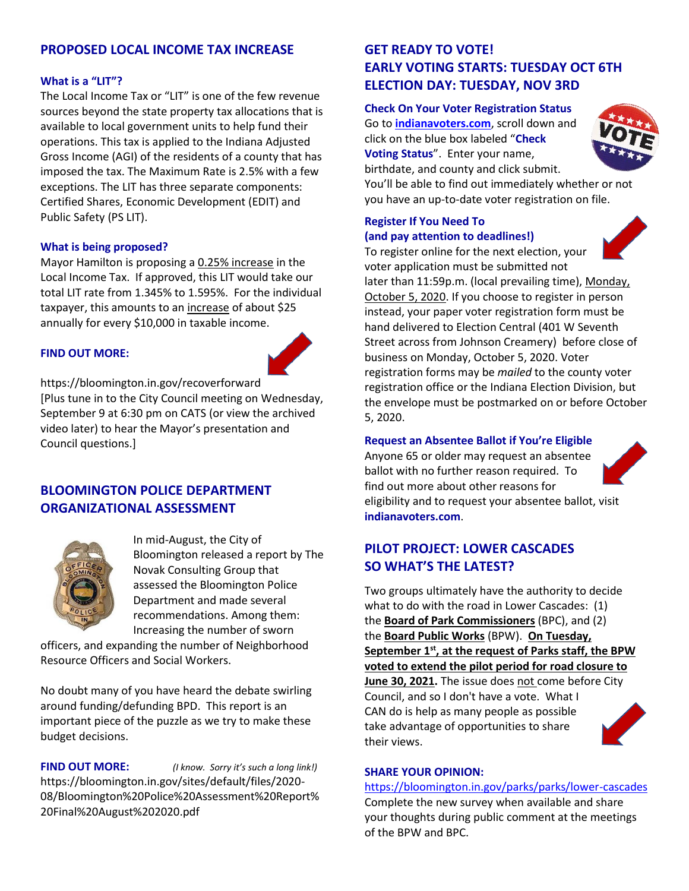## PROPOSED LOCAL INCOME TAX INCREASE

### What is a "LIT"?

The Local Income Tax or "LIT" is one of the few revenue sources beyond the state property tax allocations that is available to local government units to help fund their operations. This tax is applied to the Indiana Adjusted Gross Income (AGI) of the residents of a county that has imposed the tax. The Maximum Rate is 2.5% with a few exceptions. The LIT has three separate components: Certified Shares, Economic Development (EDIT) and Public Safety (PS LIT).

### What is being proposed?

Mayor Hamilton is proposing a 0.25% increase in the Local Income Tax. If approved, this LIT would take our total LIT rate from 1.345% to 1.595%. For the individual taxpayer, this amounts to an increase of about $25 annually for every $10,000 in taxable income.

### FIND OUT MORE:

https://bloomington.in.gov/recoverforward
[Plus tune in to the City Council meeting on Wednesday, September 9 at 6:30 pm on CATS (or view the archived video later) to hear the Mayor's presentation and Council questions.]

## BLOOMINGTON POLICE DEPARTMENT ORGANIZATIONAL ASSESSMENT

In mid-August, the City of Bloomington released a report by The Novak Consulting Group that assessed the Bloomington Police Department and made several recommendations. Among them: Increasing the number of sworn officers, and expanding the number of Neighborhood Resource Officers and Social Workers.

No doubt many of you have heard the debate swirling around funding/defunding BPD. This report is an important piece of the puzzle as we try to make these budget decisions.

**FIND OUT MORE:** *(I know. Sorry it's such a long link!)*
https://bloomington.in.gov/sites/default/files/2020-08/Bloomington%20Police%20Assessment%20Report%20Final%20August%202020.pdf

## GET READY TO VOTE!
## EARLY VOTING STARTS: TUESDAY OCT 6TH
## ELECTION DAY: TUESDAY, NOV 3RD

### Check On Your Voter Registration Status

Go to **indianavoters.com**, scroll down and click on the blue box labeled "**Check Voting Status**". Enter your name, birthdate, and county and click submit. You'll be able to find out immediately whether or not you have an up-to-date voter registration on file.

### Register If You Need To (and pay attention to deadlines!)

To register online for the next election, your voter application must be submitted not later than 11:59p.m. (local prevailing time), Monday, October 5, 2020. If you choose to register in person instead, your paper voter registration form must be hand delivered to Election Central (401 W Seventh Street across from Johnson Creamery) before close of business on Monday, October 5, 2020. Voter registration forms may be *mailed* to the county voter registration office or the Indiana Election Division, but the envelope must be postmarked on or before October 5, 2020.

### Request an Absentee Ballot if You're Eligible

Anyone 65 or older may request an absentee ballot with no further reason required. To find out more about other reasons for eligibility and to request your absentee ballot, visit **indianavoters.com**.

## PILOT PROJECT: LOWER CASCADES SO WHAT'S THE LATEST?

Two groups ultimately have the authority to decide what to do with the road in Lower Cascades: (1) the **Board of Park Commissioners** (BPC), and (2) the **Board Public Works** (BPW). **On Tuesday, September 1st, at the request of Parks staff, the BPW voted to extend the pilot period for road closure to June 30, 2021.** The issue does not come before City Council, and so I don't have a vote. What I CAN do is help as many people as possible take advantage of opportunities to share their views.

### SHARE YOUR OPINION:

https://bloomington.in.gov/parks/parks/lower-cascades
Complete the new survey when available and share your thoughts during public comment at the meetings of the BPW and BPC.